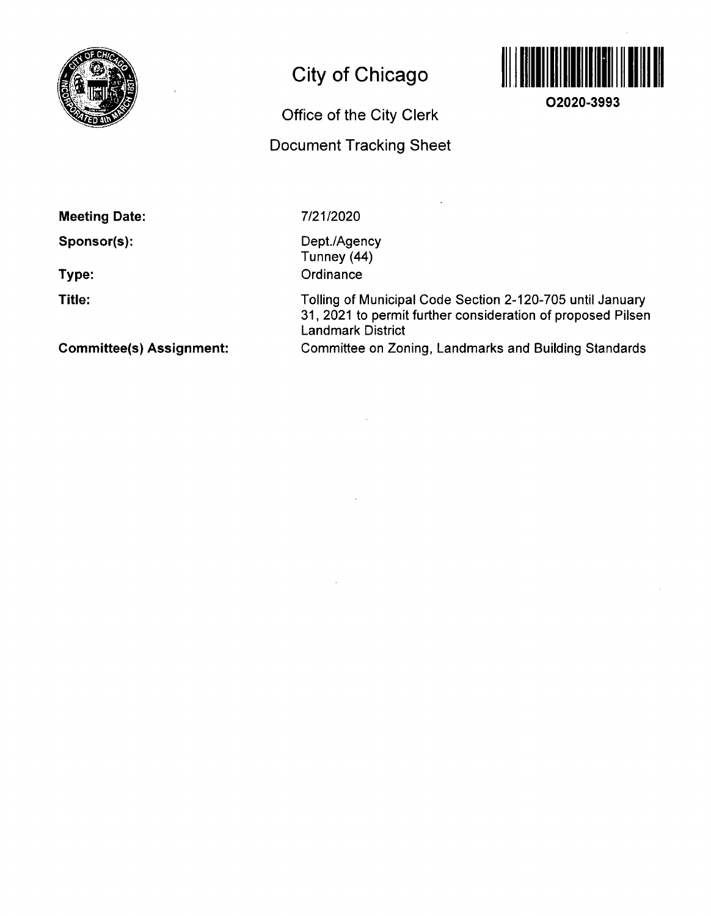# City of Chicago

## Office of the City Clerk

## Document Tracking Sheet

O2020-3993

| | |
|---|---|
| **Meeting Date:** | 7/21/2020 |
| **Sponsor(s):** | Dept./Agency<br>Tunney (44) |
| **Type:** | Ordinance |
| **Title:** | Tolling of Municipal Code Section 2-120-705 until January 31, 2021 to permit further consideration of proposed Pilsen Landmark District |
| **Committee(s) Assignment:** | Committee on Zoning, Landmarks and Building Standards |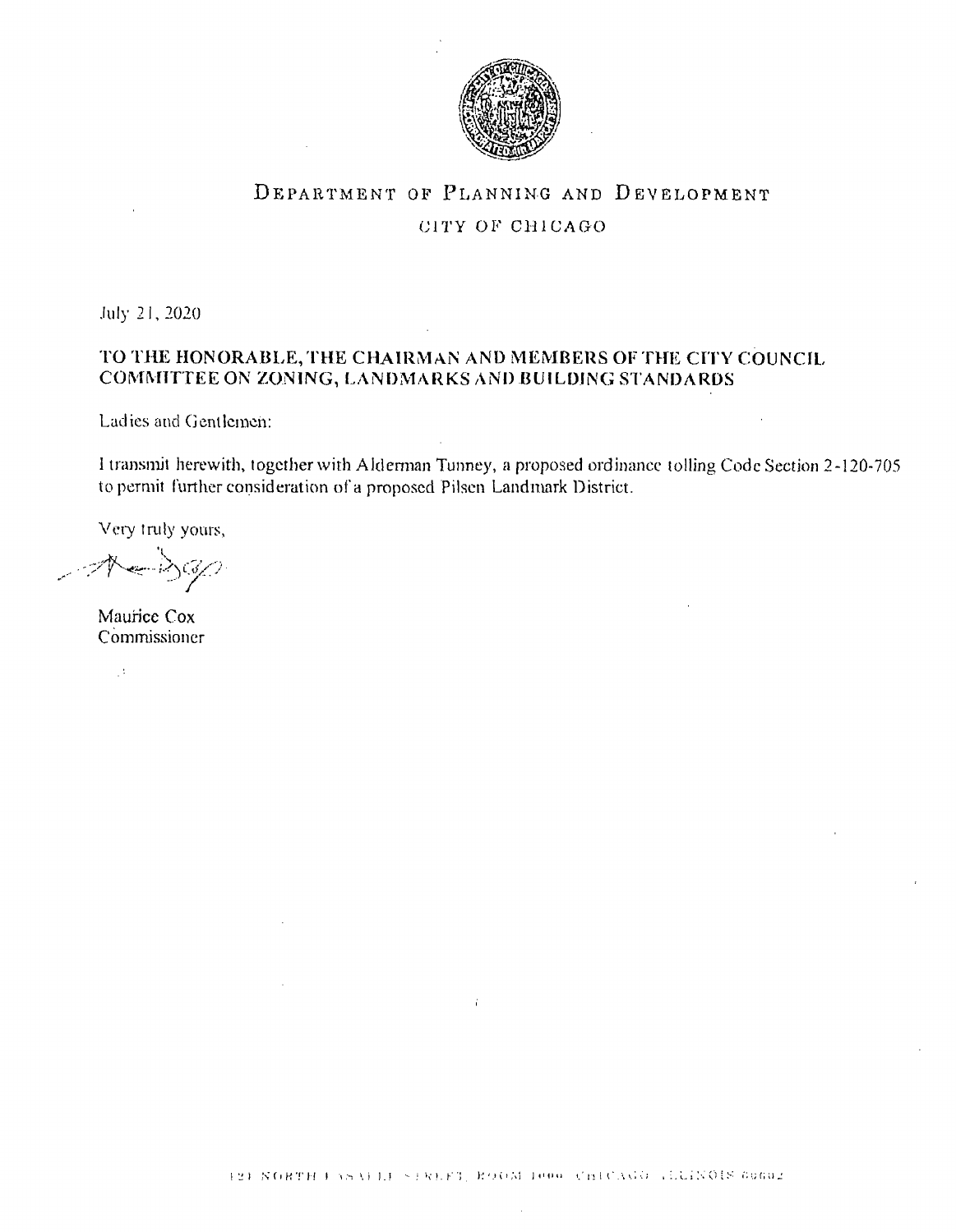# DEPARTMENT OF PLANNING AND DEVELOPMENT

## CITY OF CHICAGO

July 21, 2020

**TO THE HONORABLE, THE CHAIRMAN AND MEMBERS OF THE CITY COUNCIL COMMITTEE ON ZONING, LANDMARKS AND BUILDING STANDARDS**

Ladies and Gentlemen:

I transmit herewith, together with Alderman Tunney, a proposed ordinance tolling Code Section 2-120-705 to permit further consideration of a proposed Pilsen Landmark District.

Very truly yours,

Maurice Cox
Commissioner

121 NORTH LASALLE STREET, ROOM 1000, CHICAGO, ILLINOIS 60602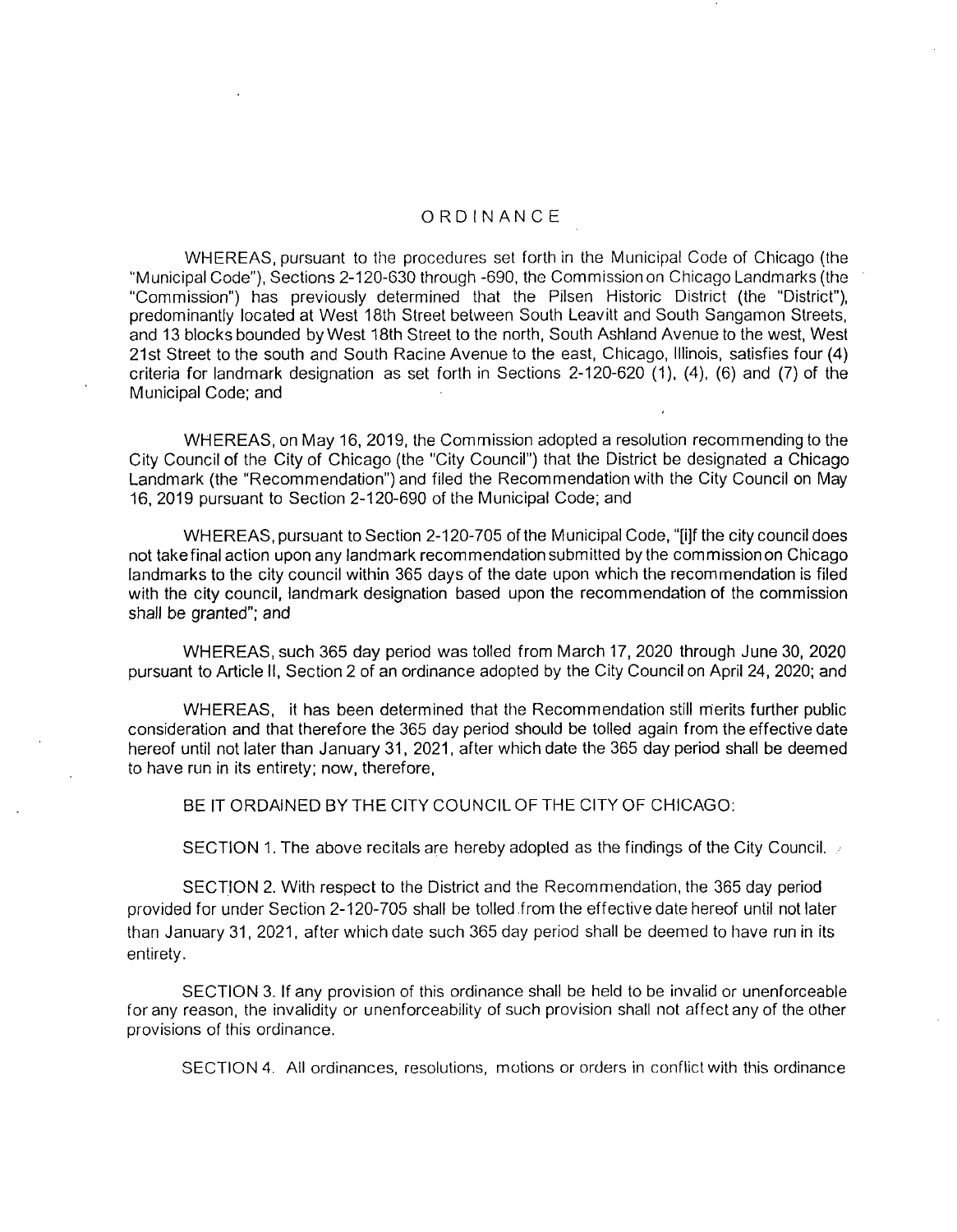# ORDINANCE

WHEREAS, pursuant to the procedures set forth in the Municipal Code of Chicago (the "Municipal Code"), Sections 2-120-630 through -690, the Commission on Chicago Landmarks (the "Commission") has previously determined that the Pilsen Historic District (the "District"), predominantly located at West 18th Street between South Leavitt and South Sangamon Streets, and 13 blocks bounded by West 18th Street to the north, South Ashland Avenue to the west, West 21st Street to the south and South Racine Avenue to the east, Chicago, Illinois, satisfies four (4) criteria for landmark designation as set forth in Sections 2-120-620 (1), (4), (6) and (7) of the Municipal Code; and

WHEREAS, on May 16, 2019, the Commission adopted a resolution recommending to the City Council of the City of Chicago (the "City Council") that the District be designated a Chicago Landmark (the "Recommendation") and filed the Recommendation with the City Council on May 16, 2019 pursuant to Section 2-120-690 of the Municipal Code; and

WHEREAS, pursuant to Section 2-120-705 of the Municipal Code, "[i]f the city council does not take final action upon any landmark recommendation submitted by the commission on Chicago landmarks to the city council within 365 days of the date upon which the recommendation is filed with the city council, landmark designation based upon the recommendation of the commission shall be granted"; and

WHEREAS, such 365 day period was tolled from March 17, 2020 through June 30, 2020 pursuant to Article II, Section 2 of an ordinance adopted by the City Council on April 24, 2020; and

WHEREAS, it has been determined that the Recommendation still merits further public consideration and that therefore the 365 day period should be tolled again from the effective date hereof until not later than January 31, 2021, after which date the 365 day period shall be deemed to have run in its entirety; now, therefore,

BE IT ORDAINED BY THE CITY COUNCIL OF THE CITY OF CHICAGO:

SECTION 1. The above recitals are hereby adopted as the findings of the City Council.

SECTION 2. With respect to the District and the Recommendation, the 365 day period provided for under Section 2-120-705 shall be tolled from the effective date hereof until not later than January 31, 2021, after which date such 365 day period shall be deemed to have run in its entirety.

SECTION 3. If any provision of this ordinance shall be held to be invalid or unenforceable for any reason, the invalidity or unenforceability of such provision shall not affect any of the other provisions of this ordinance.

SECTION 4. All ordinances, resolutions, motions or orders in conflict with this ordinance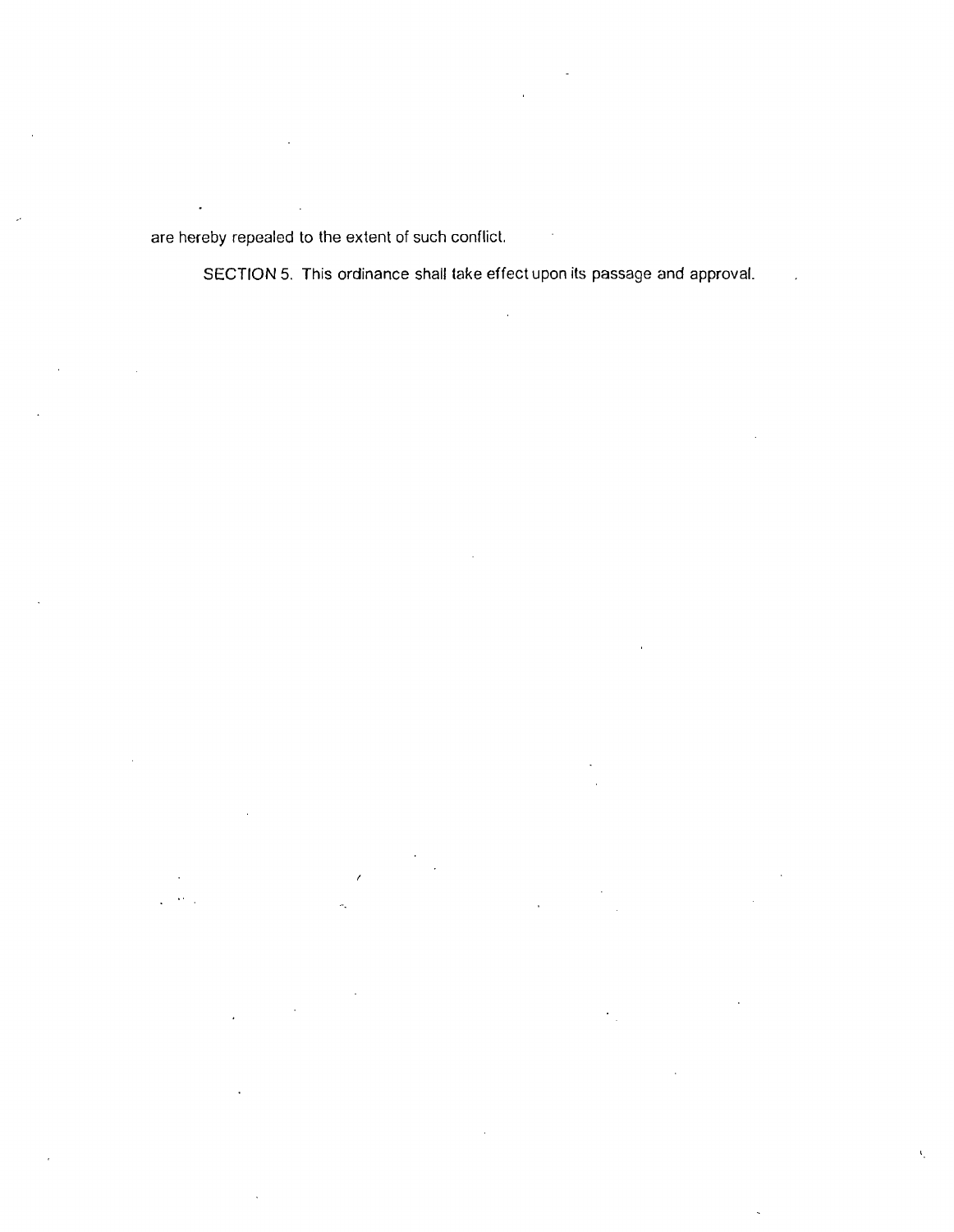are hereby repealed to the extent of such conflict.

SECTION 5. This ordinance shall take effect upon its passage and approval.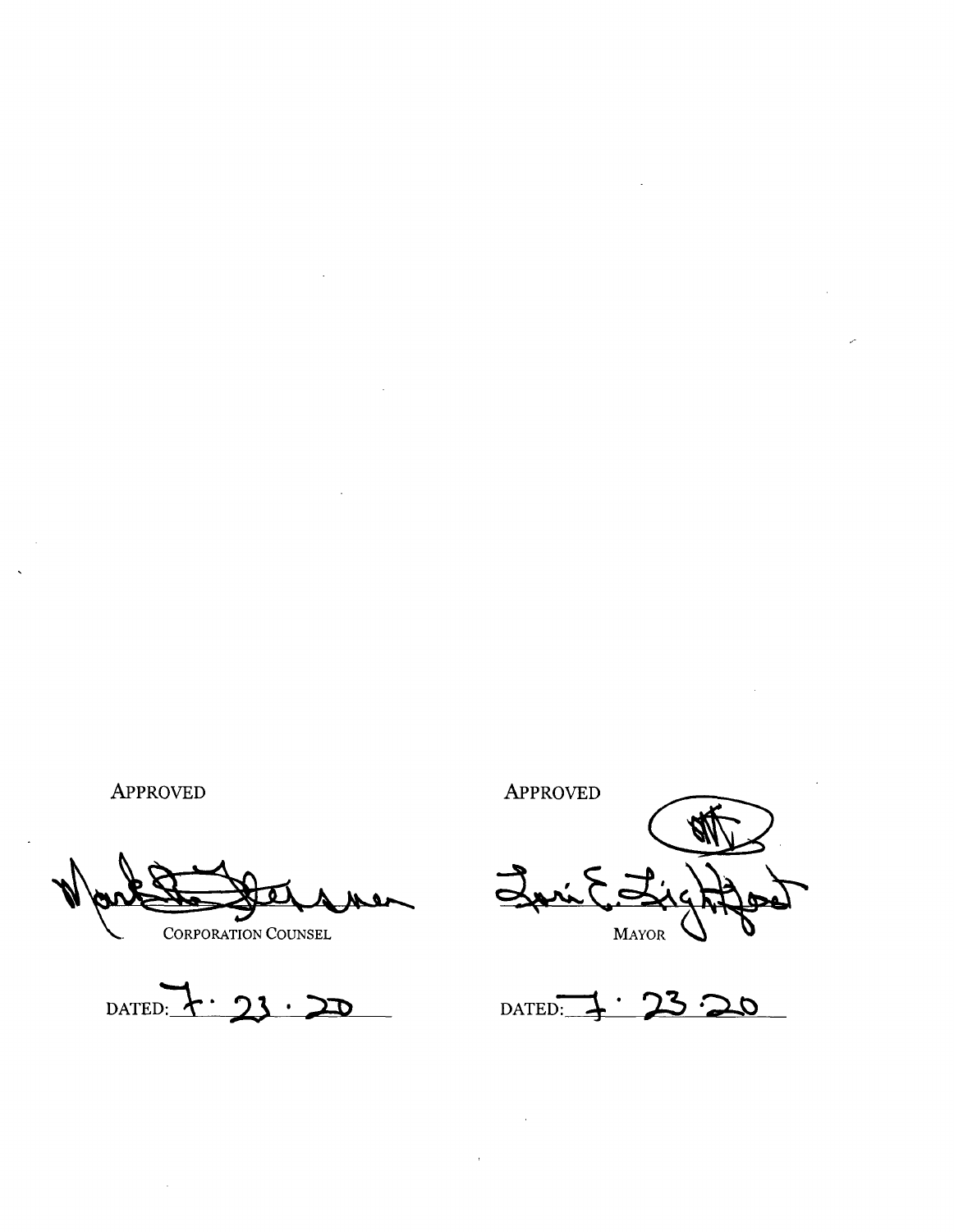APPROVED

Mark A. Flessner

CORPORATION COUNSEL

DATED: 7 · 23 · 20

APPROVED

Lori E. Lightfoot

MAYOR

DATED: 7 · 23 · 20